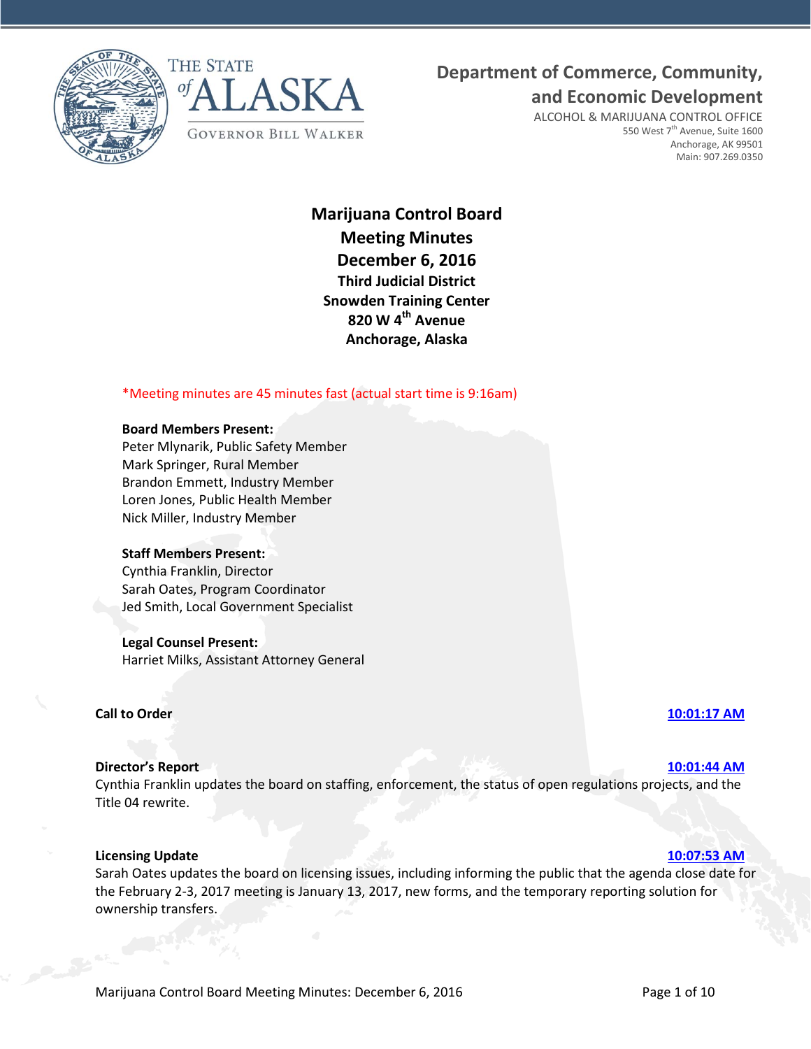THE STATE of ALASKA

GOVERNOR BILL WALKER

**Department of Commerce, Community, and Economic Development**

ALCOHOL & MARIJUANA CONTROL OFFICE
550 West 7th Avenue, Suite 1600
Anchorage, AK 99501
Main: 907.269.0350

# Marijuana Control Board Meeting Minutes December 6, 2016

**Third Judicial District**
**Snowden Training Center**
**820 W 4th Avenue**
**Anchorage, Alaska**

*Meeting minutes are 45 minutes fast (actual start time is 9:16am)

**Board Members Present:**
Peter Mlynarik, Public Safety Member
Mark Springer, Rural Member
Brandon Emmett, Industry Member
Loren Jones, Public Health Member
Nick Miller, Industry Member

**Staff Members Present:**
Cynthia Franklin, Director
Sarah Oates, Program Coordinator
Jed Smith, Local Government Specialist

**Legal Counsel Present:**
Harriet Milks, Assistant Attorney General

**Call to Order** **10:01:17 AM**

**Director's Report** **10:01:44 AM**
Cynthia Franklin updates the board on staffing, enforcement, the status of open regulations projects, and the Title 04 rewrite.

**Licensing Update** **10:07:53 AM**
Sarah Oates updates the board on licensing issues, including informing the public that the agenda close date for the February 2-3, 2017 meeting is January 13, 2017, new forms, and the temporary reporting solution for ownership transfers.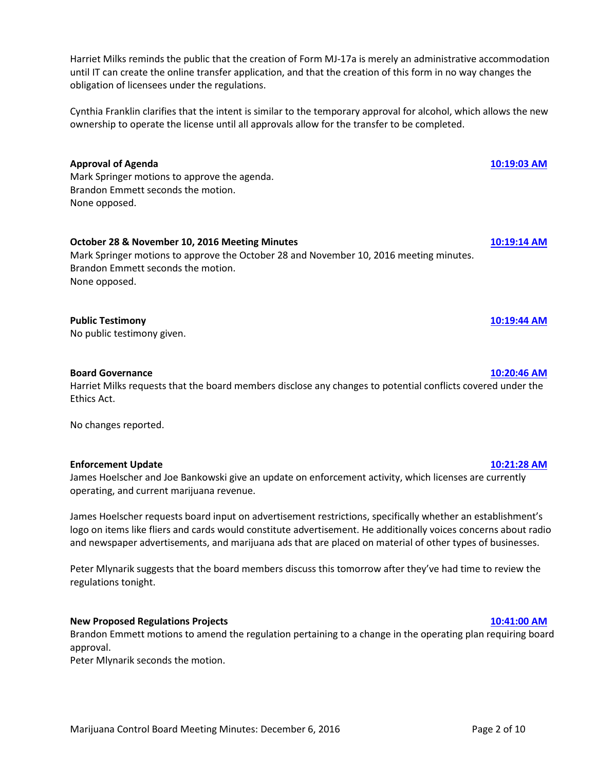Harriet Milks reminds the public that the creation of Form MJ-17a is merely an administrative accommodation until IT can create the online transfer application, and that the creation of this form in no way changes the obligation of licensees under the regulations.

Cynthia Franklin clarifies that the intent is similar to the temporary approval for alcohol, which allows the new ownership to operate the license until all approvals allow for the transfer to be completed.

**Approval of Agenda** **10:19:03 AM**

Mark Springer motions to approve the agenda.
Brandon Emmett seconds the motion.
None opposed.

**October 28 & November 10, 2016 Meeting Minutes** **10:19:14 AM**

Mark Springer motions to approve the October 28 and November 10, 2016 meeting minutes.
Brandon Emmett seconds the motion.
None opposed.

**Public Testimony** **10:19:44 AM**

No public testimony given.

**Board Governance** **10:20:46 AM**

Harriet Milks requests that the board members disclose any changes to potential conflicts covered under the Ethics Act.

No changes reported.

**Enforcement Update** **10:21:28 AM**

James Hoelscher and Joe Bankowski give an update on enforcement activity, which licenses are currently operating, and current marijuana revenue.

James Hoelscher requests board input on advertisement restrictions, specifically whether an establishment's logo on items like fliers and cards would constitute advertisement. He additionally voices concerns about radio and newspaper advertisements, and marijuana ads that are placed on material of other types of businesses.

Peter Mlynarik suggests that the board members discuss this tomorrow after they've had time to review the regulations tonight.

**New Proposed Regulations Projects** **10:41:00 AM**

Brandon Emmett motions to amend the regulation pertaining to a change in the operating plan requiring board approval.
Peter Mlynarik seconds the motion.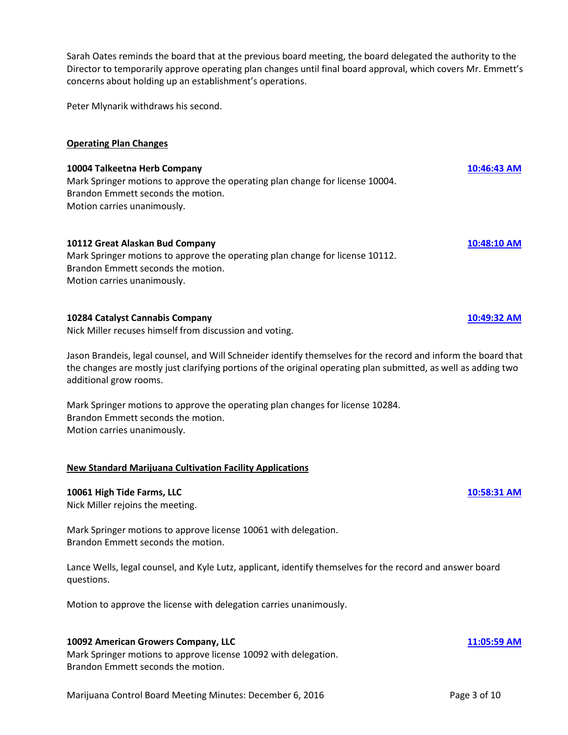Sarah Oates reminds the board that at the previous board meeting, the board delegated the authority to the Director to temporarily approve operating plan changes until final board approval, which covers Mr. Emmett's concerns about holding up an establishment's operations.

Peter Mlynarik withdraws his second.

**Operating Plan Changes**

**10004 Talkeetna Herb Company** **10:46:43 AM**
Mark Springer motions to approve the operating plan change for license 10004.
Brandon Emmett seconds the motion.
Motion carries unanimously.

**10112 Great Alaskan Bud Company** **10:48:10 AM**
Mark Springer motions to approve the operating plan change for license 10112.
Brandon Emmett seconds the motion.
Motion carries unanimously.

**10284 Catalyst Cannabis Company** **10:49:32 AM**
Nick Miller recuses himself from discussion and voting.

Jason Brandeis, legal counsel, and Will Schneider identify themselves for the record and inform the board that the changes are mostly just clarifying portions of the original operating plan submitted, as well as adding two additional grow rooms.

Mark Springer motions to approve the operating plan changes for license 10284.
Brandon Emmett seconds the motion.
Motion carries unanimously.

**New Standard Marijuana Cultivation Facility Applications**

**10061 High Tide Farms, LLC** **10:58:31 AM**
Nick Miller rejoins the meeting.

Mark Springer motions to approve license 10061 with delegation.
Brandon Emmett seconds the motion.

Lance Wells, legal counsel, and Kyle Lutz, applicant, identify themselves for the record and answer board questions.

Motion to approve the license with delegation carries unanimously.

**10092 American Growers Company, LLC** **11:05:59 AM**
Mark Springer motions to approve license 10092 with delegation.
Brandon Emmett seconds the motion.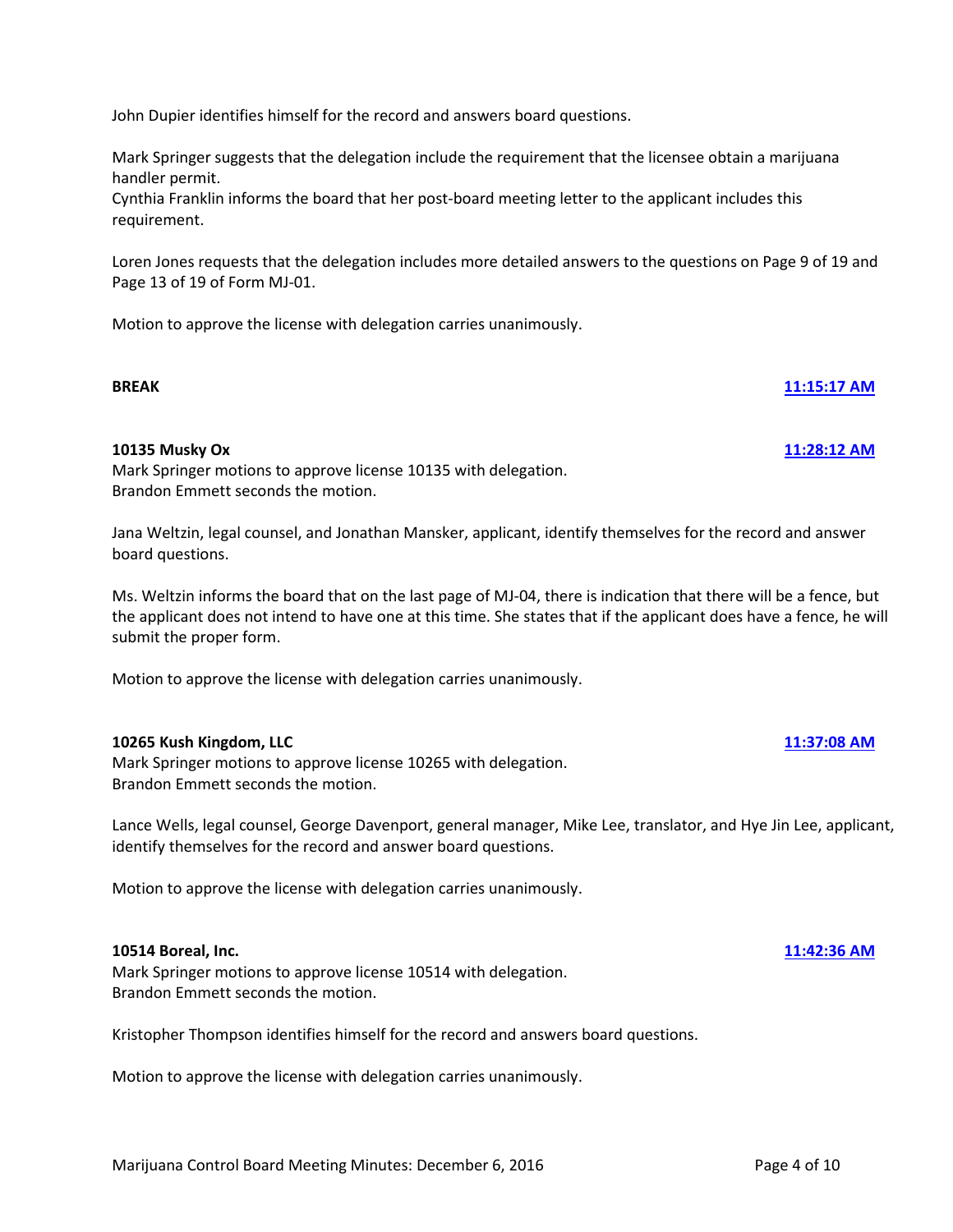John Dupier identifies himself for the record and answers board questions.

Mark Springer suggests that the delegation include the requirement that the licensee obtain a marijuana handler permit.
Cynthia Franklin informs the board that her post-board meeting letter to the applicant includes this requirement.

Loren Jones requests that the delegation includes more detailed answers to the questions on Page 9 of 19 and Page 13 of 19 of Form MJ-01.

Motion to approve the license with delegation carries unanimously.

**BREAK** **11:15:17 AM**

**10135 Musky Ox** **11:28:12 AM**
Mark Springer motions to approve license 10135 with delegation.
Brandon Emmett seconds the motion.

Jana Weltzin, legal counsel, and Jonathan Mansker, applicant, identify themselves for the record and answer board questions.

Ms. Weltzin informs the board that on the last page of MJ-04, there is indication that there will be a fence, but the applicant does not intend to have one at this time. She states that if the applicant does have a fence, he will submit the proper form.

Motion to approve the license with delegation carries unanimously.

**10265 Kush Kingdom, LLC** **11:37:08 AM**
Mark Springer motions to approve license 10265 with delegation.
Brandon Emmett seconds the motion.

Lance Wells, legal counsel, George Davenport, general manager, Mike Lee, translator, and Hye Jin Lee, applicant, identify themselves for the record and answer board questions.

Motion to approve the license with delegation carries unanimously.

**10514 Boreal, Inc.** **11:42:36 AM**
Mark Springer motions to approve license 10514 with delegation.
Brandon Emmett seconds the motion.

Kristopher Thompson identifies himself for the record and answers board questions.

Motion to approve the license with delegation carries unanimously.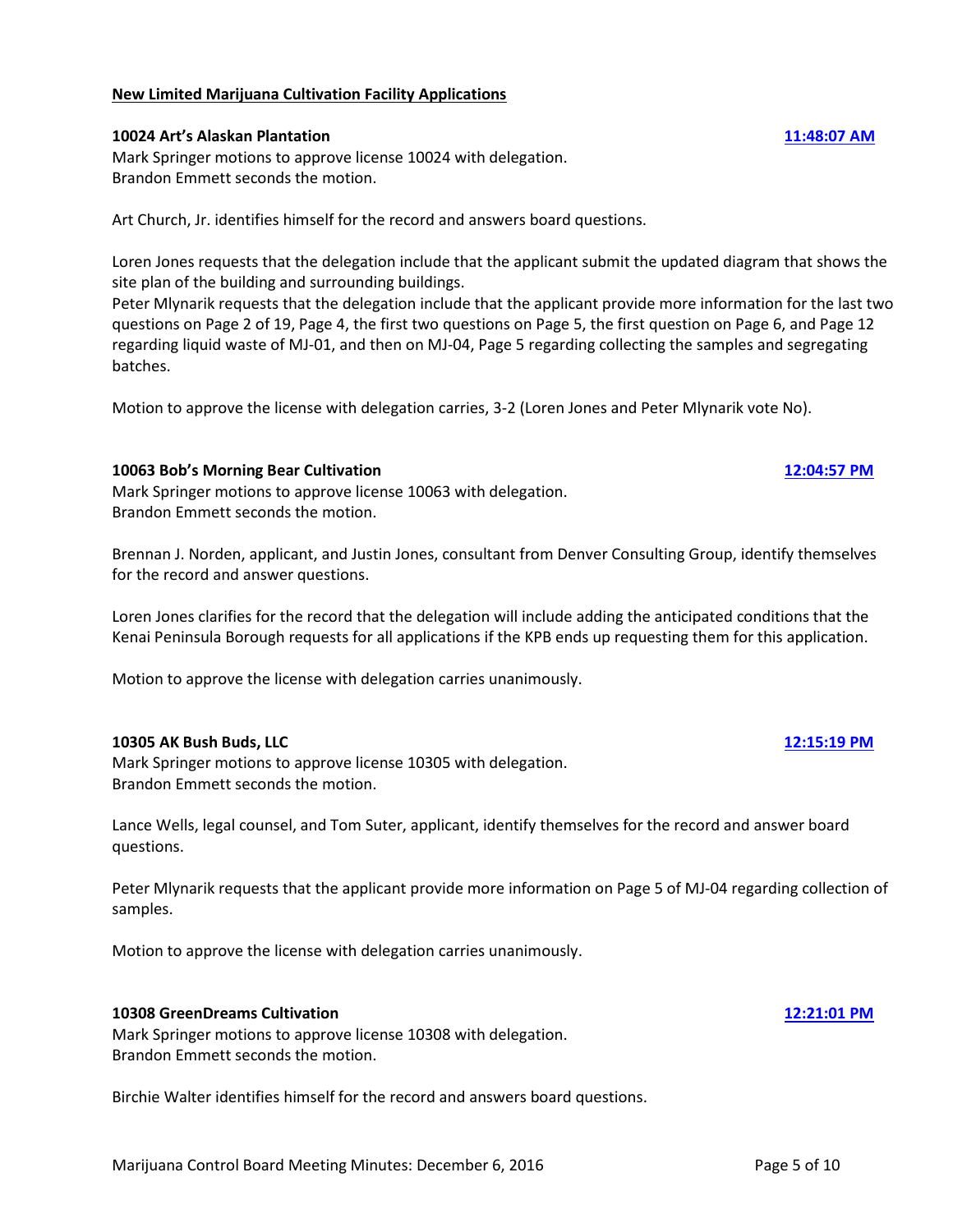**New Limited Marijuana Cultivation Facility Applications**

**10024 Art's Alaskan Plantation** 11:48:07 AM

Mark Springer motions to approve license 10024 with delegation.
Brandon Emmett seconds the motion.

Art Church, Jr. identifies himself for the record and answers board questions.

Loren Jones requests that the delegation include that the applicant submit the updated diagram that shows the site plan of the building and surrounding buildings.
Peter Mlynarik requests that the delegation include that the applicant provide more information for the last two questions on Page 2 of 19, Page 4, the first two questions on Page 5, the first question on Page 6, and Page 12 regarding liquid waste of MJ-01, and then on MJ-04, Page 5 regarding collecting the samples and segregating batches.

Motion to approve the license with delegation carries, 3-2 (Loren Jones and Peter Mlynarik vote No).

**10063 Bob's Morning Bear Cultivation** 12:04:57 PM

Mark Springer motions to approve license 10063 with delegation.
Brandon Emmett seconds the motion.

Brennan J. Norden, applicant, and Justin Jones, consultant from Denver Consulting Group, identify themselves for the record and answer questions.

Loren Jones clarifies for the record that the delegation will include adding the anticipated conditions that the Kenai Peninsula Borough requests for all applications if the KPB ends up requesting them for this application.

Motion to approve the license with delegation carries unanimously.

**10305 AK Bush Buds, LLC** 12:15:19 PM

Mark Springer motions to approve license 10305 with delegation.
Brandon Emmett seconds the motion.

Lance Wells, legal counsel, and Tom Suter, applicant, identify themselves for the record and answer board questions.

Peter Mlynarik requests that the applicant provide more information on Page 5 of MJ-04 regarding collection of samples.

Motion to approve the license with delegation carries unanimously.

**10308 GreenDreams Cultivation** 12:21:01 PM

Mark Springer motions to approve license 10308 with delegation.
Brandon Emmett seconds the motion.

Birchie Walter identifies himself for the record and answers board questions.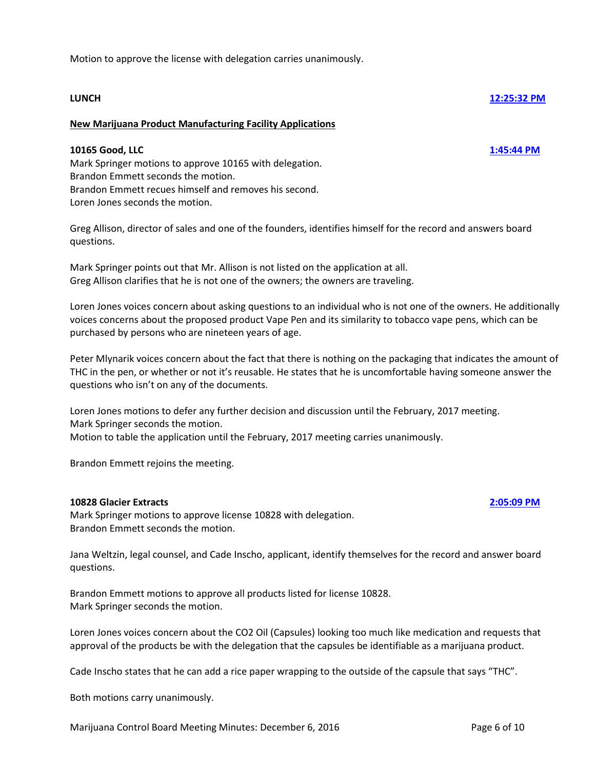Motion to approve the license with delegation carries unanimously.

**LUNCH** **12:25:32 PM**

**New Marijuana Product Manufacturing Facility Applications**

**10165 Good, LLC** **1:45:44 PM**

Mark Springer motions to approve 10165 with delegation.
Brandon Emmett seconds the motion.
Brandon Emmett recues himself and removes his second.
Loren Jones seconds the motion.

Greg Allison, director of sales and one of the founders, identifies himself for the record and answers board questions.

Mark Springer points out that Mr. Allison is not listed on the application at all.
Greg Allison clarifies that he is not one of the owners; the owners are traveling.

Loren Jones voices concern about asking questions to an individual who is not one of the owners. He additionally voices concerns about the proposed product Vape Pen and its similarity to tobacco vape pens, which can be purchased by persons who are nineteen years of age.

Peter Mlynarik voices concern about the fact that there is nothing on the packaging that indicates the amount of THC in the pen, or whether or not it's reusable. He states that he is uncomfortable having someone answer the questions who isn't on any of the documents.

Loren Jones motions to defer any further decision and discussion until the February, 2017 meeting.
Mark Springer seconds the motion.
Motion to table the application until the February, 2017 meeting carries unanimously.

Brandon Emmett rejoins the meeting.

**10828 Glacier Extracts** **2:05:09 PM**

Mark Springer motions to approve license 10828 with delegation.
Brandon Emmett seconds the motion.

Jana Weltzin, legal counsel, and Cade Inscho, applicant, identify themselves for the record and answer board questions.

Brandon Emmett motions to approve all products listed for license 10828.
Mark Springer seconds the motion.

Loren Jones voices concern about the CO2 Oil (Capsules) looking too much like medication and requests that approval of the products be with the delegation that the capsules be identifiable as a marijuana product.

Cade Inscho states that he can add a rice paper wrapping to the outside of the capsule that says "THC".

Both motions carry unanimously.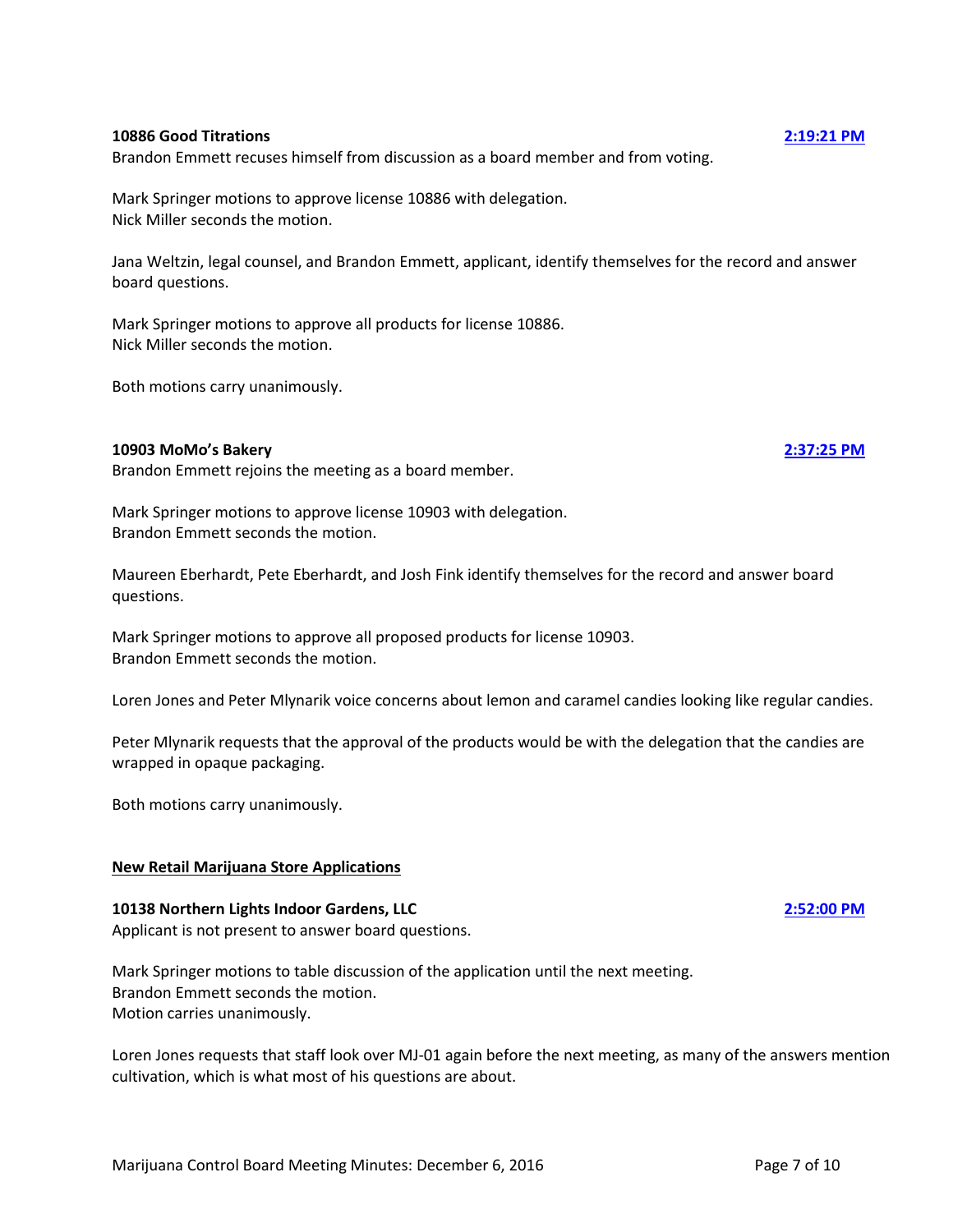**10886 Good Titrations** **2:19:21 PM**

Brandon Emmett recuses himself from discussion as a board member and from voting.

Mark Springer motions to approve license 10886 with delegation.
Nick Miller seconds the motion.

Jana Weltzin, legal counsel, and Brandon Emmett, applicant, identify themselves for the record and answer board questions.

Mark Springer motions to approve all products for license 10886.
Nick Miller seconds the motion.

Both motions carry unanimously.

**10903 MoMo's Bakery** **2:37:25 PM**

Brandon Emmett rejoins the meeting as a board member.

Mark Springer motions to approve license 10903 with delegation.
Brandon Emmett seconds the motion.

Maureen Eberhardt, Pete Eberhardt, and Josh Fink identify themselves for the record and answer board questions.

Mark Springer motions to approve all proposed products for license 10903.
Brandon Emmett seconds the motion.

Loren Jones and Peter Mlynarik voice concerns about lemon and caramel candies looking like regular candies.

Peter Mlynarik requests that the approval of the products would be with the delegation that the candies are wrapped in opaque packaging.

Both motions carry unanimously.

## New Retail Marijuana Store Applications

**10138 Northern Lights Indoor Gardens, LLC** **2:52:00 PM**

Applicant is not present to answer board questions.

Mark Springer motions to table discussion of the application until the next meeting.
Brandon Emmett seconds the motion.
Motion carries unanimously.

Loren Jones requests that staff look over MJ-01 again before the next meeting, as many of the answers mention cultivation, which is what most of his questions are about.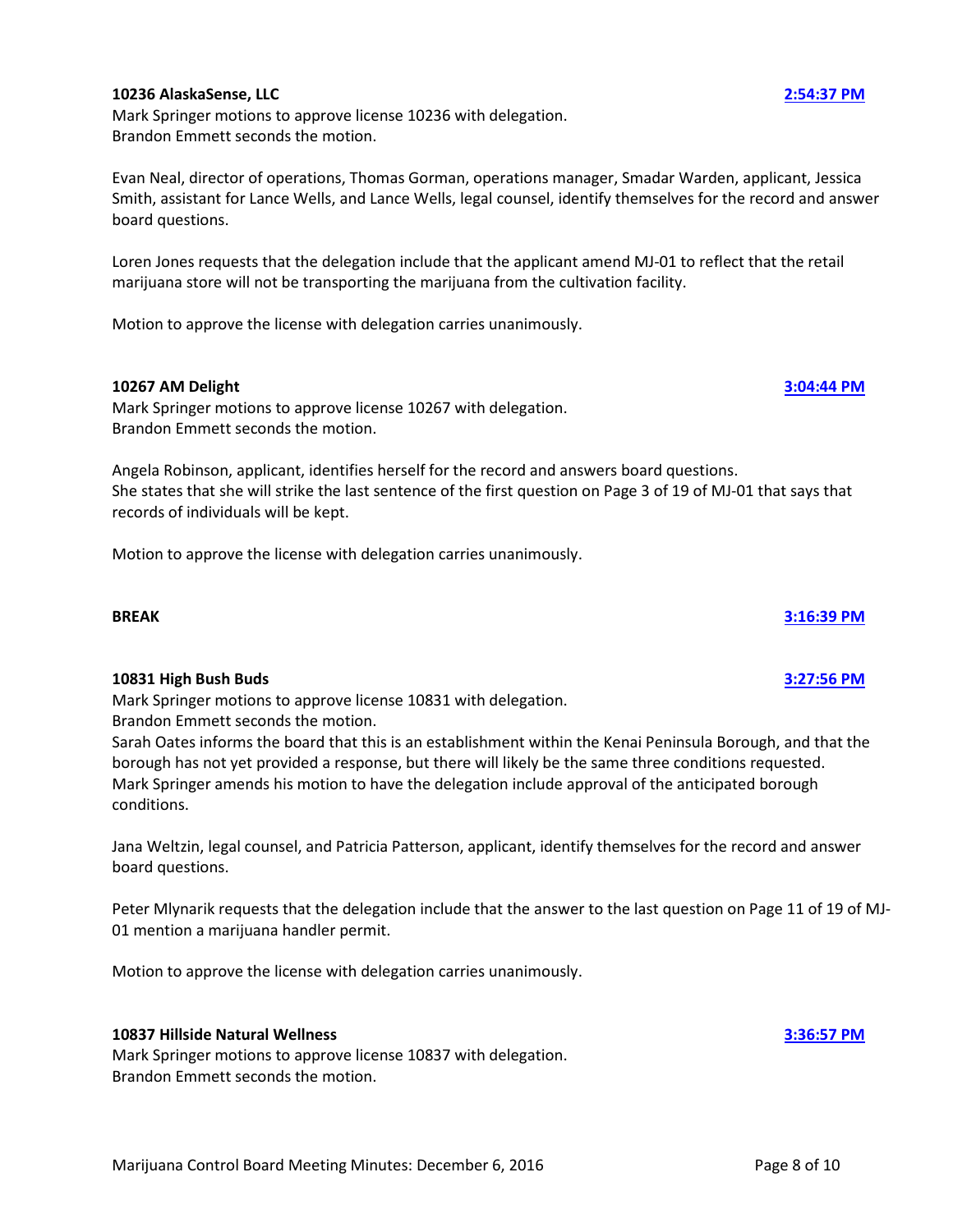**10236 AlaskaSense, LLC** **2:54:37 PM**

Mark Springer motions to approve license 10236 with delegation.
Brandon Emmett seconds the motion.

Evan Neal, director of operations, Thomas Gorman, operations manager, Smadar Warden, applicant, Jessica Smith, assistant for Lance Wells, and Lance Wells, legal counsel, identify themselves for the record and answer board questions.

Loren Jones requests that the delegation include that the applicant amend MJ-01 to reflect that the retail marijuana store will not be transporting the marijuana from the cultivation facility.

Motion to approve the license with delegation carries unanimously.

**10267 AM Delight** **3:04:44 PM**

Mark Springer motions to approve license 10267 with delegation.
Brandon Emmett seconds the motion.

Angela Robinson, applicant, identifies herself for the record and answers board questions.
She states that she will strike the last sentence of the first question on Page 3 of 19 of MJ-01 that says that records of individuals will be kept.

Motion to approve the license with delegation carries unanimously.

**BREAK** **3:16:39 PM**

**10831 High Bush Buds** **3:27:56 PM**

Mark Springer motions to approve license 10831 with delegation.
Brandon Emmett seconds the motion.
Sarah Oates informs the board that this is an establishment within the Kenai Peninsula Borough, and that the borough has not yet provided a response, but there will likely be the same three conditions requested.
Mark Springer amends his motion to have the delegation include approval of the anticipated borough conditions.

Jana Weltzin, legal counsel, and Patricia Patterson, applicant, identify themselves for the record and answer board questions.

Peter Mlynarik requests that the delegation include that the answer to the last question on Page 11 of 19 of MJ-01 mention a marijuana handler permit.

Motion to approve the license with delegation carries unanimously.

**10837 Hillside Natural Wellness** **3:36:57 PM**

Mark Springer motions to approve license 10837 with delegation.
Brandon Emmett seconds the motion.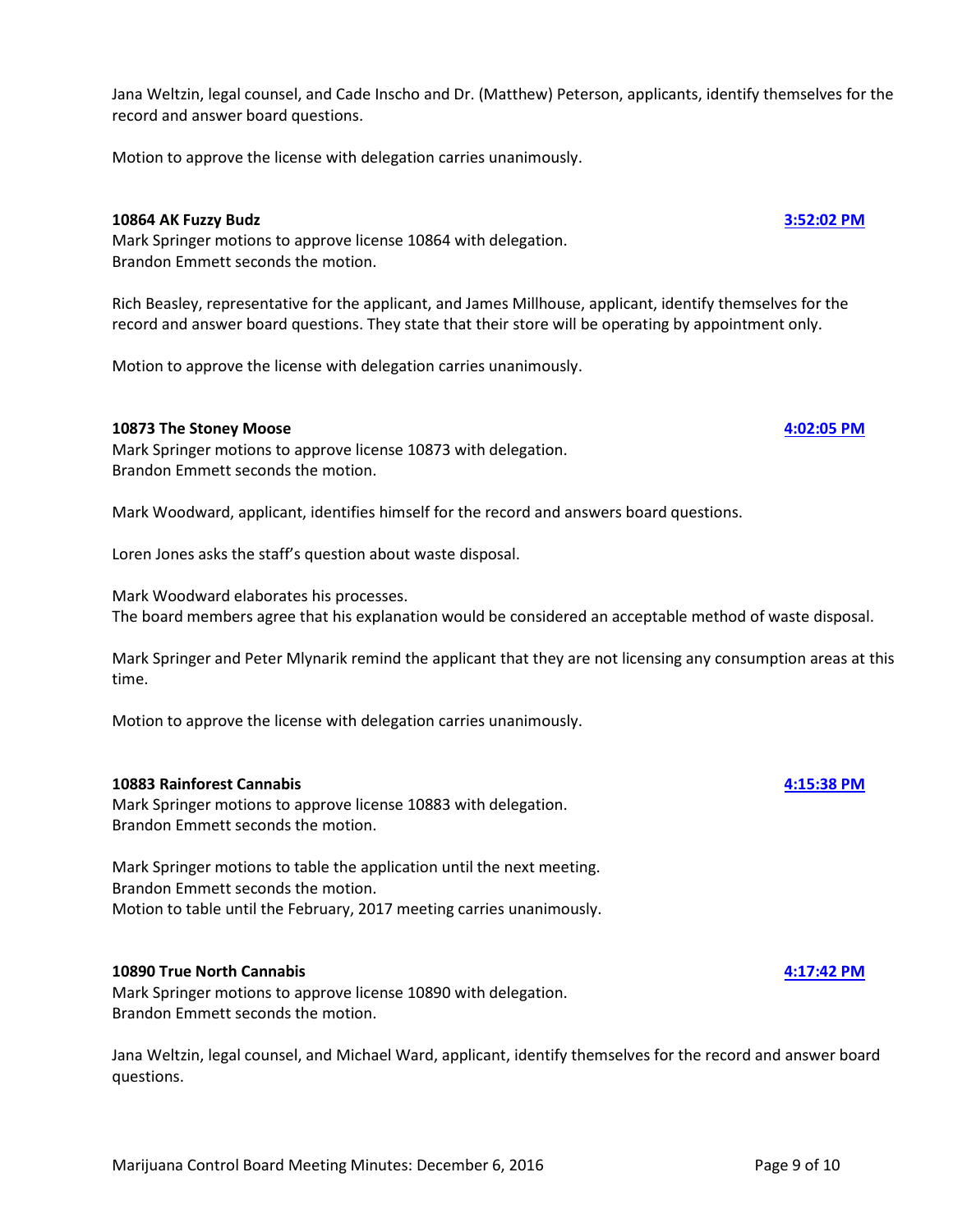Jana Weltzin, legal counsel, and Cade Inscho and Dr. (Matthew) Peterson, applicants, identify themselves for the record and answer board questions.

Motion to approve the license with delegation carries unanimously.

**10864 AK Fuzzy Budz** **3:52:02 PM**

Mark Springer motions to approve license 10864 with delegation.
Brandon Emmett seconds the motion.

Rich Beasley, representative for the applicant, and James Millhouse, applicant, identify themselves for the record and answer board questions. They state that their store will be operating by appointment only.

Motion to approve the license with delegation carries unanimously.

**10873 The Stoney Moose** **4:02:05 PM**

Mark Springer motions to approve license 10873 with delegation.
Brandon Emmett seconds the motion.

Mark Woodward, applicant, identifies himself for the record and answers board questions.

Loren Jones asks the staff's question about waste disposal.

Mark Woodward elaborates his processes.
The board members agree that his explanation would be considered an acceptable method of waste disposal.

Mark Springer and Peter Mlynarik remind the applicant that they are not licensing any consumption areas at this time.

Motion to approve the license with delegation carries unanimously.

**10883 Rainforest Cannabis** **4:15:38 PM**

Mark Springer motions to approve license 10883 with delegation.
Brandon Emmett seconds the motion.

Mark Springer motions to table the application until the next meeting.
Brandon Emmett seconds the motion.
Motion to table until the February, 2017 meeting carries unanimously.

**10890 True North Cannabis** **4:17:42 PM**

Mark Springer motions to approve license 10890 with delegation.
Brandon Emmett seconds the motion.

Jana Weltzin, legal counsel, and Michael Ward, applicant, identify themselves for the record and answer board questions.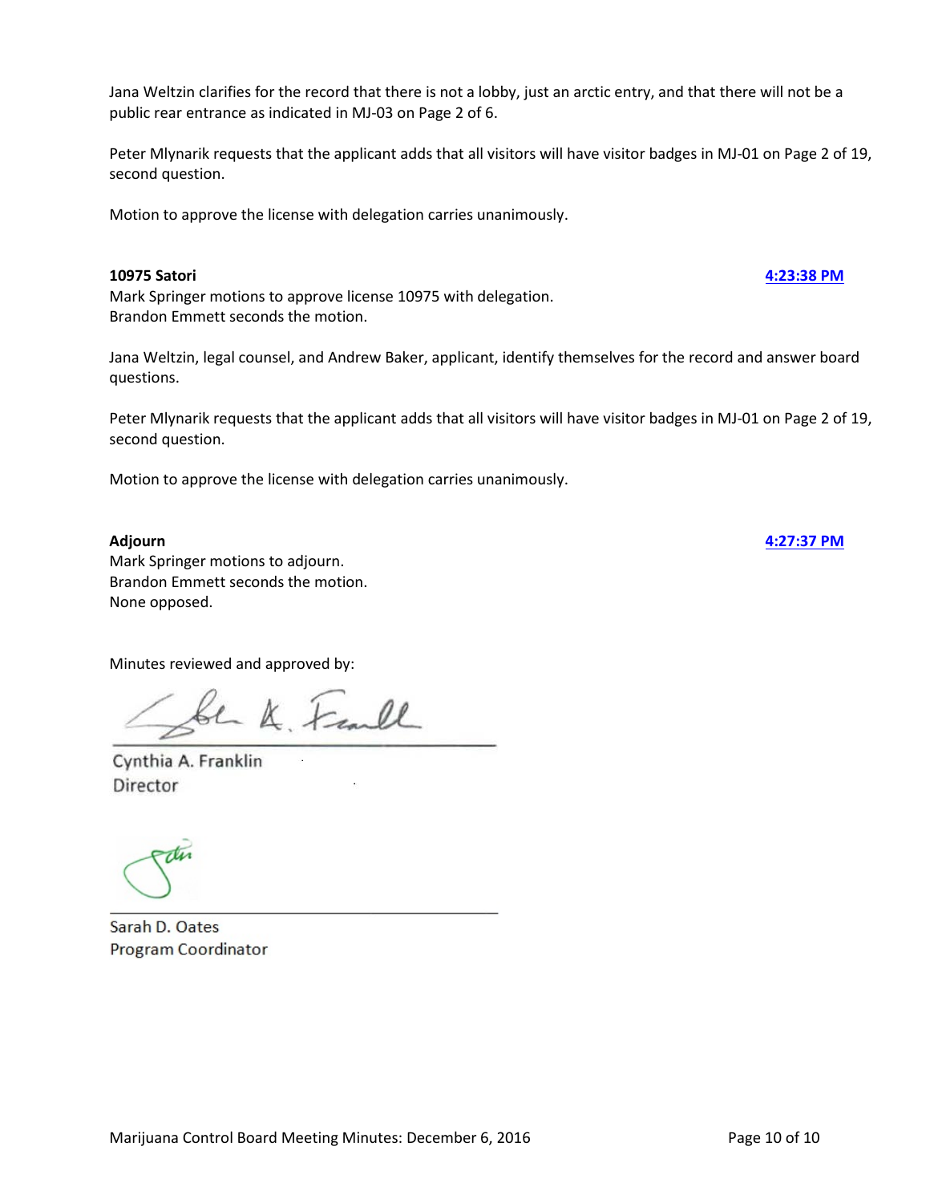Jana Weltzin clarifies for the record that there is not a lobby, just an arctic entry, and that there will not be a public rear entrance as indicated in MJ-03 on Page 2 of 6.

Peter Mlynarik requests that the applicant adds that all visitors will have visitor badges in MJ-01 on Page 2 of 19, second question.

Motion to approve the license with delegation carries unanimously.

**10975 Satori** **4:23:38 PM**

Mark Springer motions to approve license 10975 with delegation.
Brandon Emmett seconds the motion.

Jana Weltzin, legal counsel, and Andrew Baker, applicant, identify themselves for the record and answer board questions.

Peter Mlynarik requests that the applicant adds that all visitors will have visitor badges in MJ-01 on Page 2 of 19, second question.

Motion to approve the license with delegation carries unanimously.

**Adjourn** **4:27:37 PM**

Mark Springer motions to adjourn.
Brandon Emmett seconds the motion.
None opposed.

Minutes reviewed and approved by:

Cynthia A. Franklin
Director

Sarah D. Oates
Program Coordinator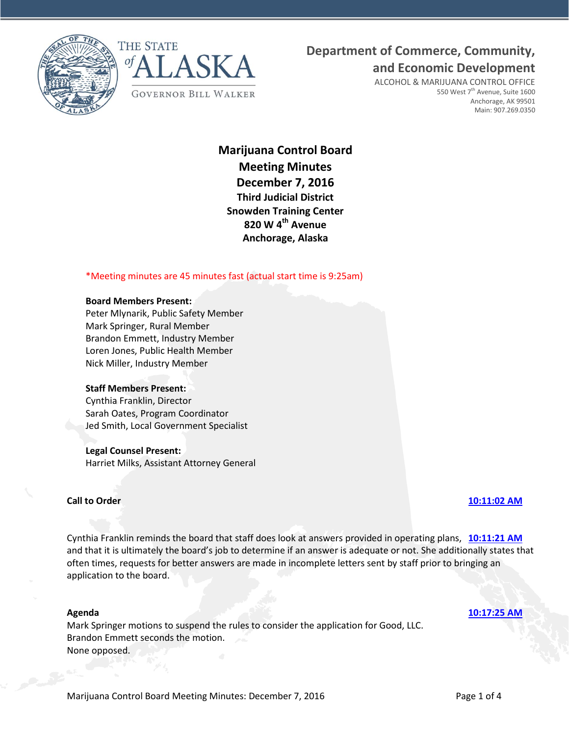THE STATE of ALASKA

GOVERNOR BILL WALKER

**Department of Commerce, Community, and Economic Development**

ALCOHOL & MARIJUANA CONTROL OFFICE
550 West 7th Avenue, Suite 1600
Anchorage, AK 99501
Main: 907.269.0350

# Marijuana Control Board
## Meeting Minutes
## December 7, 2016
### Third Judicial District
### Snowden Training Center
### 820 W 4th Avenue
### Anchorage, Alaska

*Meeting minutes are 45 minutes fast (actual start time is 9:25am)

**Board Members Present:**
Peter Mlynarik, Public Safety Member
Mark Springer, Rural Member
Brandon Emmett, Industry Member
Loren Jones, Public Health Member
Nick Miller, Industry Member

**Staff Members Present:**
Cynthia Franklin, Director
Sarah Oates, Program Coordinator
Jed Smith, Local Government Specialist

**Legal Counsel Present:**
Harriet Milks, Assistant Attorney General

**Call to Order** **10:11:02 AM**

Cynthia Franklin reminds the board that staff does look at answers provided in operating plans, **10:11:21 AM** and that it is ultimately the board's job to determine if an answer is adequate or not. She additionally states that often times, requests for better answers are made in incomplete letters sent by staff prior to bringing an application to the board.

**Agenda** **10:17:25 AM**
Mark Springer motions to suspend the rules to consider the application for Good, LLC.
Brandon Emmett seconds the motion.
None opposed.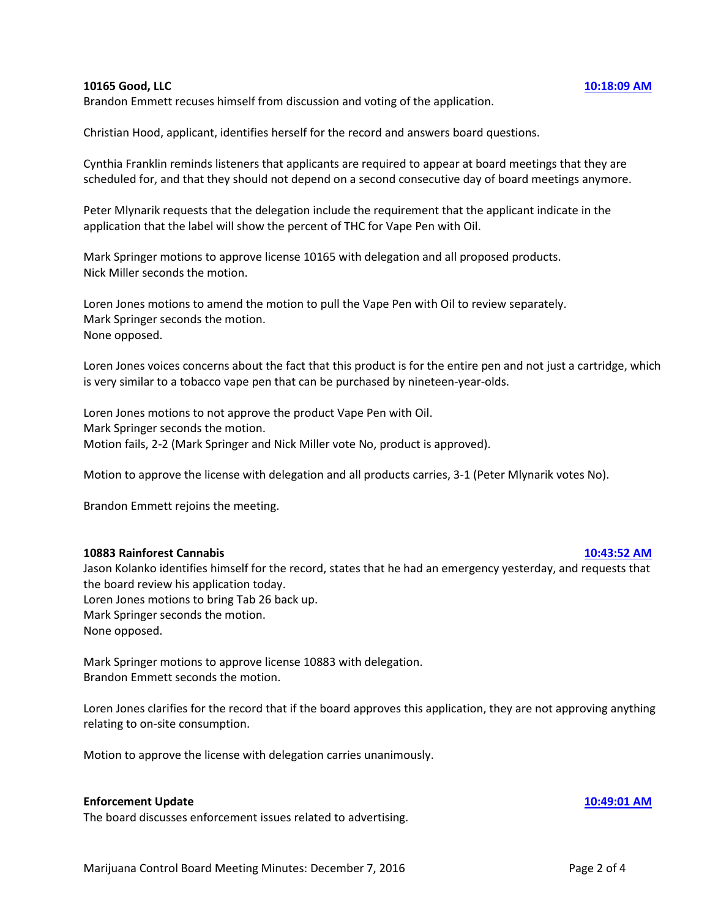**10165 Good, LLC** **10:18:09 AM**

Brandon Emmett recuses himself from discussion and voting of the application.

Christian Hood, applicant, identifies herself for the record and answers board questions.

Cynthia Franklin reminds listeners that applicants are required to appear at board meetings that they are scheduled for, and that they should not depend on a second consecutive day of board meetings anymore.

Peter Mlynarik requests that the delegation include the requirement that the applicant indicate in the application that the label will show the percent of THC for Vape Pen with Oil.

Mark Springer motions to approve license 10165 with delegation and all proposed products.
Nick Miller seconds the motion.

Loren Jones motions to amend the motion to pull the Vape Pen with Oil to review separately.
Mark Springer seconds the motion.
None opposed.

Loren Jones voices concerns about the fact that this product is for the entire pen and not just a cartridge, which is very similar to a tobacco vape pen that can be purchased by nineteen-year-olds.

Loren Jones motions to not approve the product Vape Pen with Oil.
Mark Springer seconds the motion.
Motion fails, 2-2 (Mark Springer and Nick Miller vote No, product is approved).

Motion to approve the license with delegation and all products carries, 3-1 (Peter Mlynarik votes No).

Brandon Emmett rejoins the meeting.

**10883 Rainforest Cannabis** **10:43:52 AM**

Jason Kolanko identifies himself for the record, states that he had an emergency yesterday, and requests that the board review his application today.
Loren Jones motions to bring Tab 26 back up.
Mark Springer seconds the motion.
None opposed.

Mark Springer motions to approve license 10883 with delegation.
Brandon Emmett seconds the motion.

Loren Jones clarifies for the record that if the board approves this application, they are not approving anything relating to on-site consumption.

Motion to approve the license with delegation carries unanimously.

**Enforcement Update** **10:49:01 AM**

The board discusses enforcement issues related to advertising.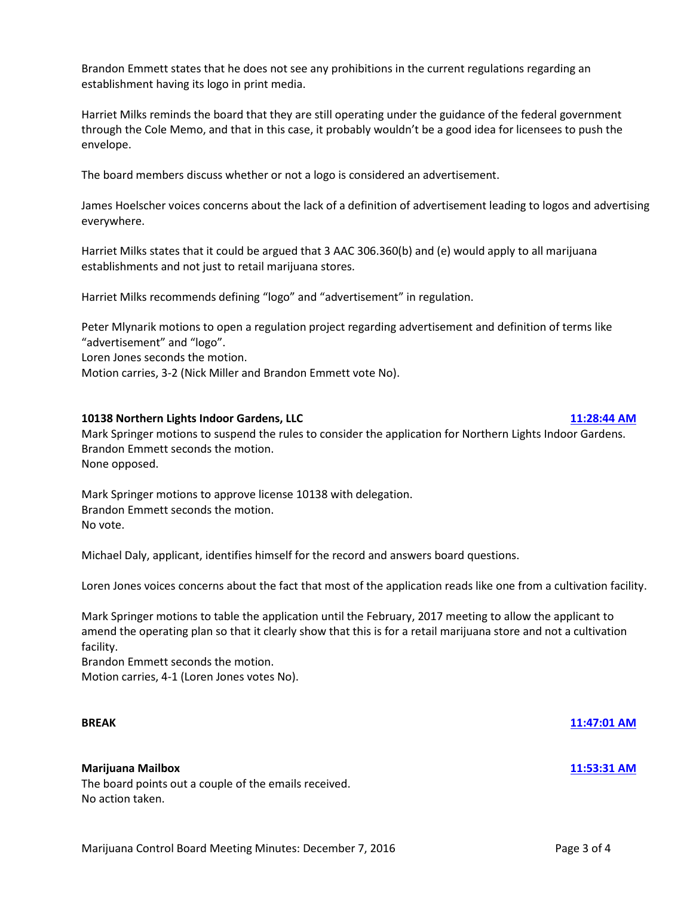Brandon Emmett states that he does not see any prohibitions in the current regulations regarding an establishment having its logo in print media.

Harriet Milks reminds the board that they are still operating under the guidance of the federal government through the Cole Memo, and that in this case, it probably wouldn't be a good idea for licensees to push the envelope.

The board members discuss whether or not a logo is considered an advertisement.

James Hoelscher voices concerns about the lack of a definition of advertisement leading to logos and advertising everywhere.

Harriet Milks states that it could be argued that 3 AAC 306.360(b) and (e) would apply to all marijuana establishments and not just to retail marijuana stores.

Harriet Milks recommends defining "logo" and "advertisement" in regulation.

Peter Mlynarik motions to open a regulation project regarding advertisement and definition of terms like "advertisement" and "logo".
Loren Jones seconds the motion.
Motion carries, 3-2 (Nick Miller and Brandon Emmett vote No).

**10138 Northern Lights Indoor Gardens, LLC** 11:28:44 AM

Mark Springer motions to suspend the rules to consider the application for Northern Lights Indoor Gardens.
Brandon Emmett seconds the motion.
None opposed.

Mark Springer motions to approve license 10138 with delegation.
Brandon Emmett seconds the motion.
No vote.

Michael Daly, applicant, identifies himself for the record and answers board questions.

Loren Jones voices concerns about the fact that most of the application reads like one from a cultivation facility.

Mark Springer motions to table the application until the February, 2017 meeting to allow the applicant to amend the operating plan so that it clearly show that this is for a retail marijuana store and not a cultivation facility.
Brandon Emmett seconds the motion.
Motion carries, 4-1 (Loren Jones votes No).

**BREAK** 11:47:01 AM

**Marijuana Mailbox** 11:53:31 AM

The board points out a couple of the emails received.
No action taken.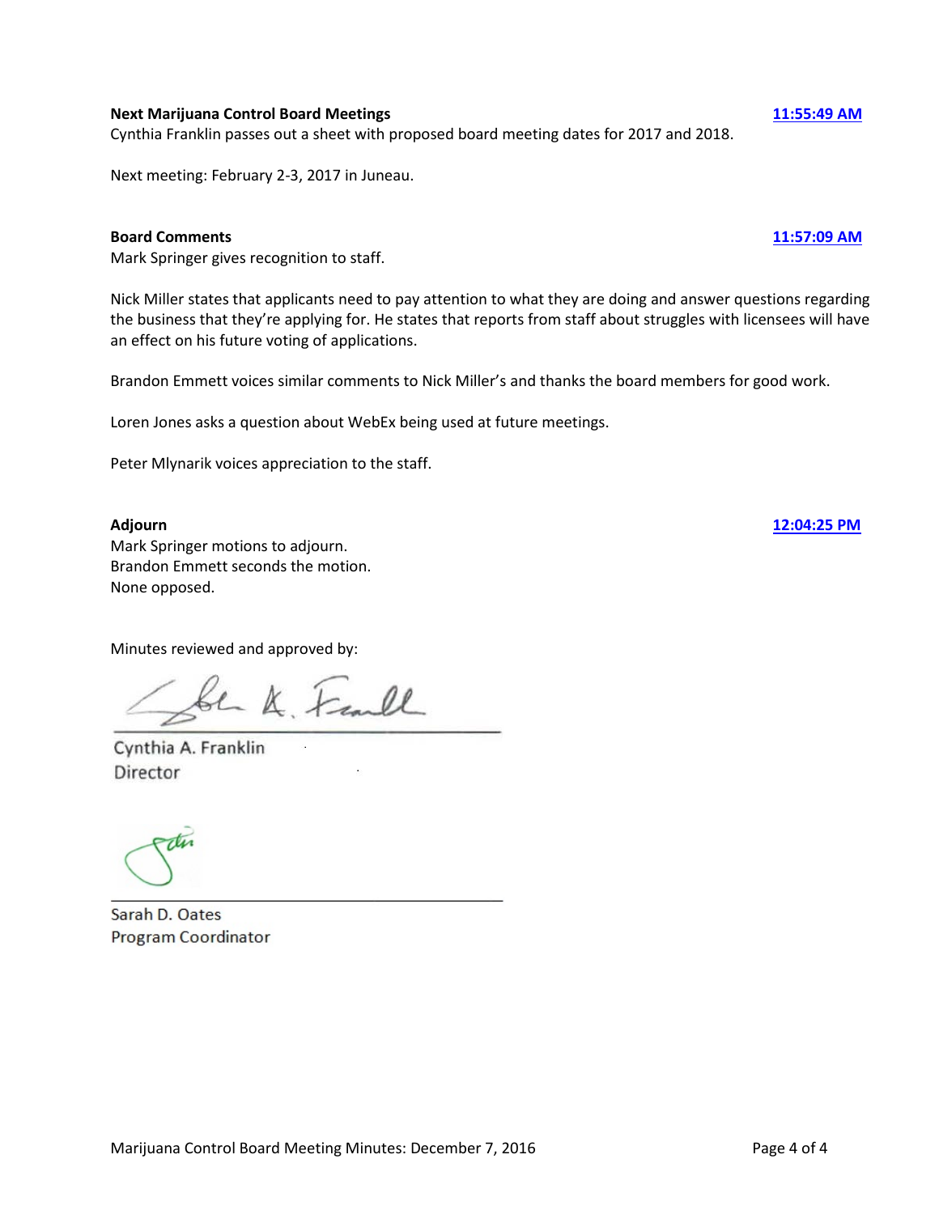**Next Marijuana Control Board Meetings** [11:55:49 AM]

Cynthia Franklin passes out a sheet with proposed board meeting dates for 2017 and 2018.

Next meeting: February 2-3, 2017 in Juneau.

**Board Comments** [11:57:09 AM]

Mark Springer gives recognition to staff.

Nick Miller states that applicants need to pay attention to what they are doing and answer questions regarding the business that they're applying for. He states that reports from staff about struggles with licensees will have an effect on his future voting of applications.

Brandon Emmett voices similar comments to Nick Miller's and thanks the board members for good work.

Loren Jones asks a question about WebEx being used at future meetings.

Peter Mlynarik voices appreciation to the staff.

**Adjourn** [12:04:25 PM]

Mark Springer motions to adjourn.
Brandon Emmett seconds the motion.
None opposed.

Minutes reviewed and approved by:

Cynthia A. Franklin
Director

Sarah D. Oates
Program Coordinator